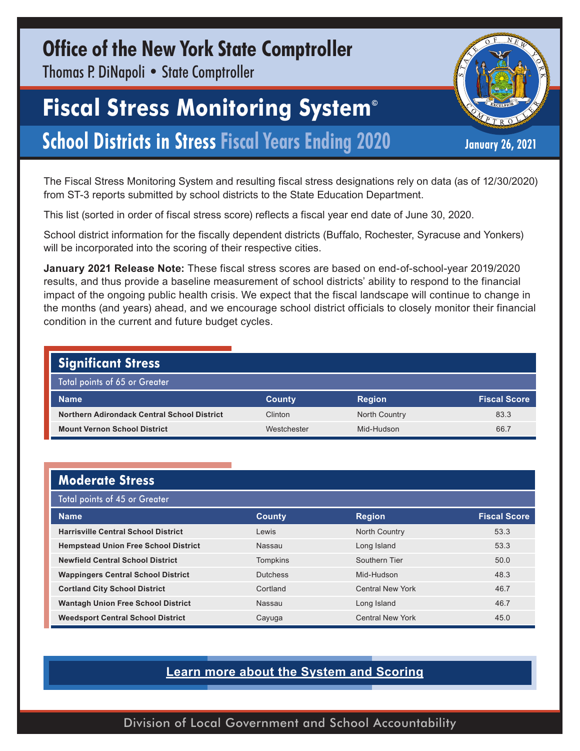# Office of the New York State Comptroller

Thomas P. DiNapoli • State Comptroller

## Fiscal Stress Monitoring System©

## School Districts in Stress Fiscal Years Ending 2020

January 26, 2021

The Fiscal Stress Monitoring System and resulting fiscal stress designations rely on data (as of 12/30/2020) from ST-3 reports submitted by school districts to the State Education Department.

This list (sorted in order of fiscal stress score) reflects a fiscal year end date of June 30, 2020.

School district information for the fiscally dependent districts (Buffalo, Rochester, Syracuse and Yonkers) will be incorporated into the scoring of their respective cities.

**January 2021 Release Note:** These fiscal stress scores are based on end-of-school-year 2019/2020 results, and thus provide a baseline measurement of school districts' ability to respond to the financial impact of the ongoing public health crisis. We expect that the fiscal landscape will continue to change in the months (and years) ahead, and we encourage school district officials to closely monitor their financial condition in the current and future budget cycles.

### Significant Stress

Total points of 65 or Greater

| Name | County | Region | Fiscal Score |
|---|---|---|---|
| **Northern Adirondack Central School District** | Clinton | North Country | 83.3 |
| **Mount Vernon School District** | Westchester | Mid-Hudson | 66.7 |

### Moderate Stress

Total points of 45 or Greater

| Name | County | Region | Fiscal Score |
|---|---|---|---|
| **Harrisville Central School District** | Lewis | North Country | 53.3 |
| **Hempstead Union Free School District** | Nassau | Long Island | 53.3 |
| **Newfield Central School District** | Tompkins | Southern Tier | 50.0 |
| **Wappingers Central School District** | Dutchess | Mid-Hudson | 48.3 |
| **Cortland City School District** | Cortland | Central New York | 46.7 |
| **Wantagh Union Free School District** | Nassau | Long Island | 46.7 |
| **Weedsport Central School District** | Cayuga | Central New York | 45.0 |

**Learn more about the System and Scoring**

Division of Local Government and School Accountability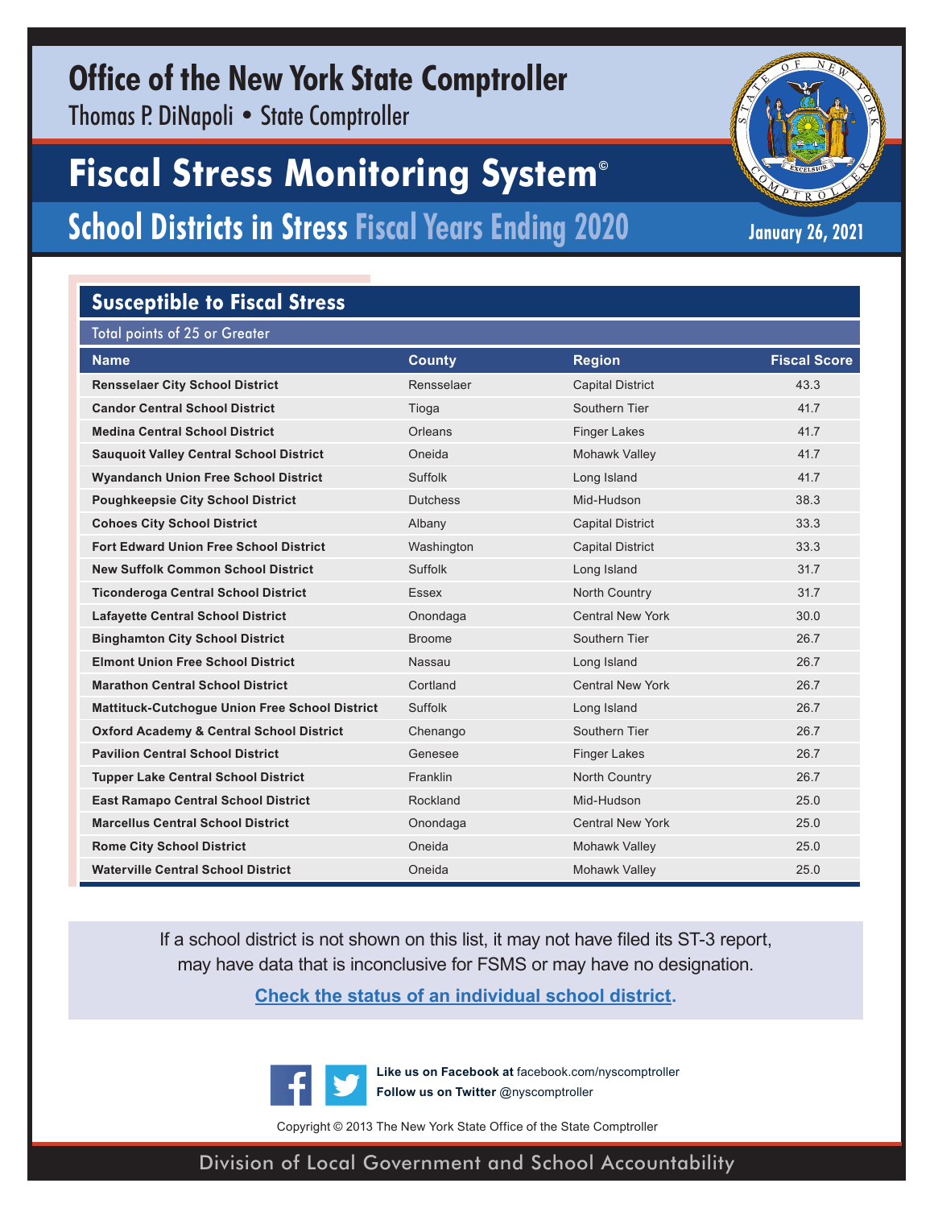# Office of the New York State Comptroller

Thomas P. DiNapoli • State Comptroller

# Fiscal Stress Monitoring System©

## School Districts in Stress Fiscal Years Ending 2020

January 26, 2021

### Susceptible to Fiscal Stress

Total points of 25 or Greater

| Name | County | Region | Fiscal Score |
|---|---|---|---|
| **Rensselaer City School District** | Rensselaer | Capital District | 43.3 |
| **Candor Central School District** | Tioga | Southern Tier | 41.7 |
| **Medina Central School District** | Orleans | Finger Lakes | 41.7 |
| **Sauquoit Valley Central School District** | Oneida | Mohawk Valley | 41.7 |
| **Wyandanch Union Free School District** | Suffolk | Long Island | 41.7 |
| **Poughkeepsie City School District** | Dutchess | Mid-Hudson | 38.3 |
| **Cohoes City School District** | Albany | Capital District | 33.3 |
| **Fort Edward Union Free School District** | Washington | Capital District | 33.3 |
| **New Suffolk Common School District** | Suffolk | Long Island | 31.7 |
| **Ticonderoga Central School District** | Essex | North Country | 31.7 |
| **Lafayette Central School District** | Onondaga | Central New York | 30.0 |
| **Binghamton City School District** | Broome | Southern Tier | 26.7 |
| **Elmont Union Free School District** | Nassau | Long Island | 26.7 |
| **Marathon Central School District** | Cortland | Central New York | 26.7 |
| **Mattituck-Cutchogue Union Free School District** | Suffolk | Long Island | 26.7 |
| **Oxford Academy & Central School District** | Chenango | Southern Tier | 26.7 |
| **Pavilion Central School District** | Genesee | Finger Lakes | 26.7 |
| **Tupper Lake Central School District** | Franklin | North Country | 26.7 |
| **East Ramapo Central School District** | Rockland | Mid-Hudson | 25.0 |
| **Marcellus Central School District** | Onondaga | Central New York | 25.0 |
| **Rome City School District** | Oneida | Mohawk Valley | 25.0 |
| **Waterville Central School District** | Oneida | Mohawk Valley | 25.0 |

If a school district is not shown on this list, it may not have filed its ST-3 report, may have data that is inconclusive for FSMS or may have no designation.

**Check the status of an individual school district.**

**Like us on Facebook at** facebook.com/nyscomptroller
**Follow us on Twitter** @nyscomptroller

Copyright © 2013 The New York State Office of the State Comptroller

Division of Local Government and School Accountability